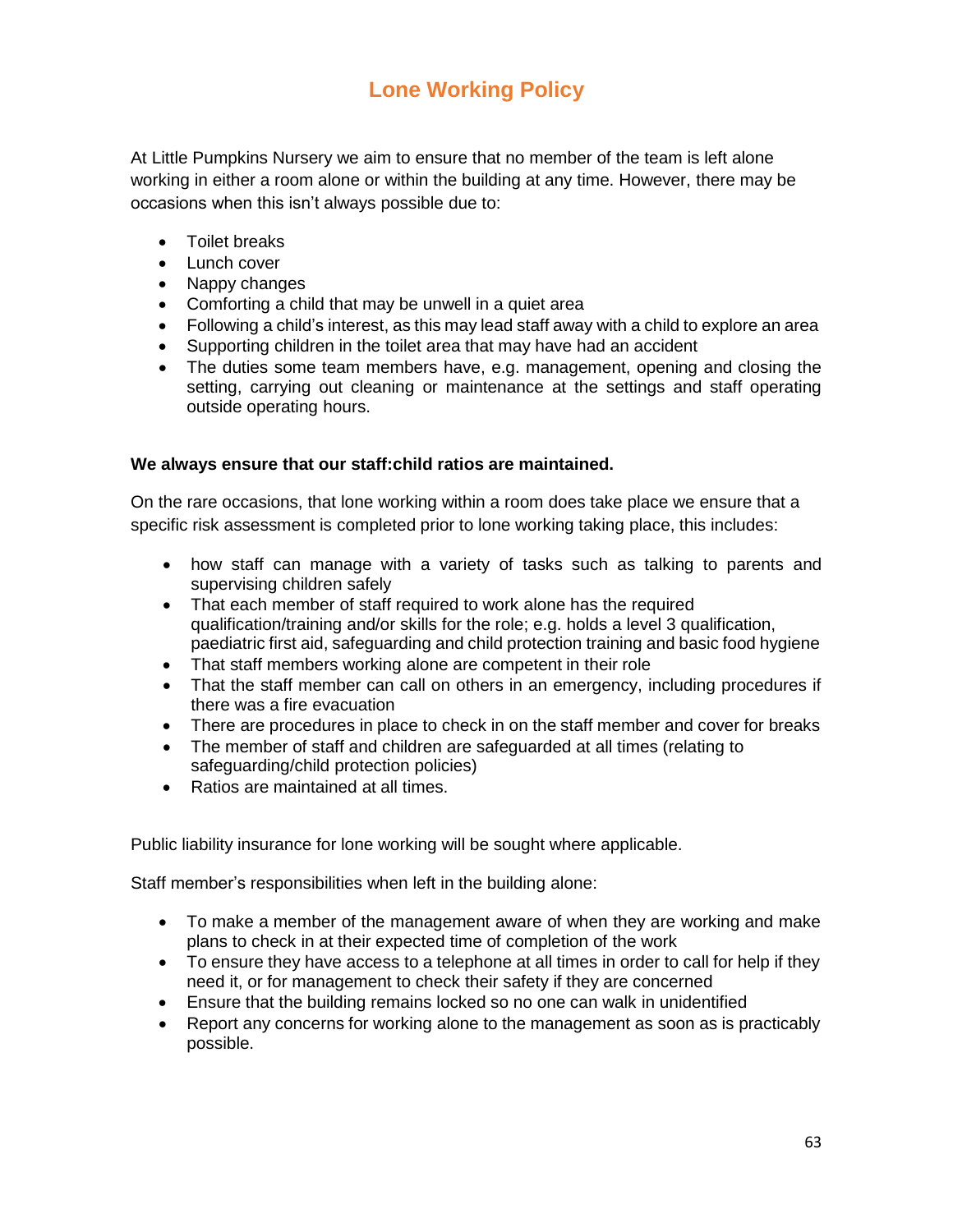# Lone Working Policy

At Little Pumpkins Nursery we aim to ensure that no member of the team is left alone working in either a room alone or within the building at any time. However, there may be occasions when this isn't always possible due to:

- Toilet breaks
- Lunch cover
- Nappy changes
- Comforting a child that may be unwell in a quiet area
- Following a child's interest, as this may lead staff away with a child to explore an area
- Supporting children in the toilet area that may have had an accident
- The duties some team members have, e.g. management, opening and closing the setting, carrying out cleaning or maintenance at the settings and staff operating outside operating hours.

**We always ensure that our staff:child ratios are maintained.**

On the rare occasions, that lone working within a room does take place we ensure that a specific risk assessment is completed prior to lone working taking place, this includes:

- how staff can manage with a variety of tasks such as talking to parents and supervising children safely
- That each member of staff required to work alone has the required qualification/training and/or skills for the role; e.g. holds a level 3 qualification, paediatric first aid, safeguarding and child protection training and basic food hygiene
- That staff members working alone are competent in their role
- That the staff member can call on others in an emergency, including procedures if there was a fire evacuation
- There are procedures in place to check in on the staff member and cover for breaks
- The member of staff and children are safeguarded at all times (relating to safeguarding/child protection policies)
- Ratios are maintained at all times.

Public liability insurance for lone working will be sought where applicable.

Staff member's responsibilities when left in the building alone:

- To make a member of the management aware of when they are working and make plans to check in at their expected time of completion of the work
- To ensure they have access to a telephone at all times in order to call for help if they need it, or for management to check their safety if they are concerned
- Ensure that the building remains locked so no one can walk in unidentified
- Report any concerns for working alone to the management as soon as is practicably possible.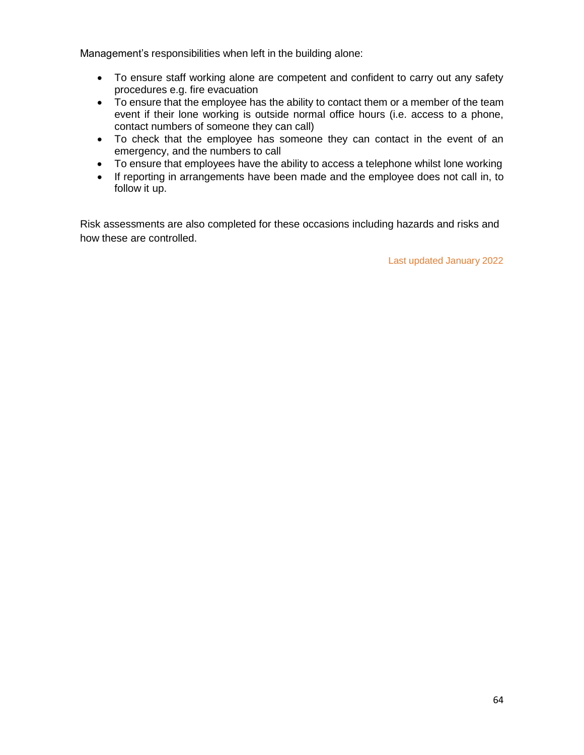Management's responsibilities when left in the building alone:

- To ensure staff working alone are competent and confident to carry out any safety procedures e.g. fire evacuation
- To ensure that the employee has the ability to contact them or a member of the team event if their lone working is outside normal office hours (i.e. access to a phone, contact numbers of someone they can call)
- To check that the employee has someone they can contact in the event of an emergency, and the numbers to call
- To ensure that employees have the ability to access a telephone whilst lone working
- If reporting in arrangements have been made and the employee does not call in, to follow it up.

Risk assessments are also completed for these occasions including hazards and risks and how these are controlled.

Last updated January 2022